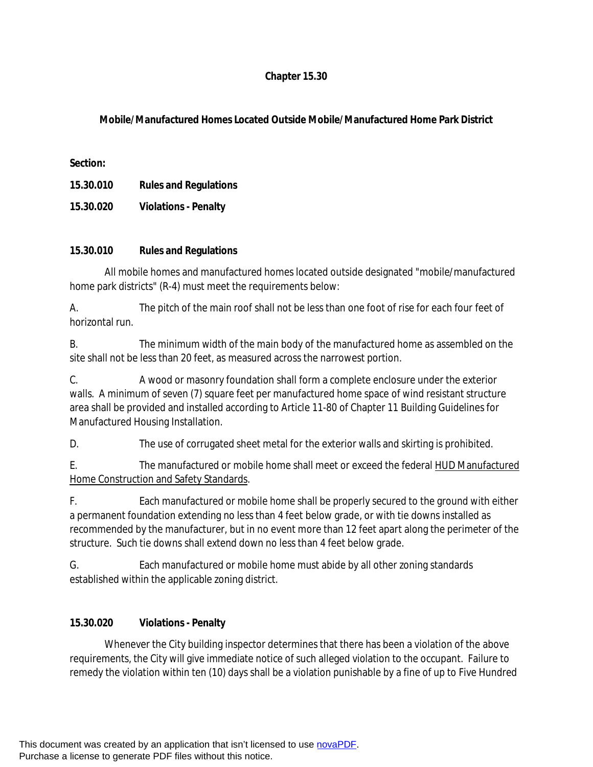# Chapter 15.30

## Mobile/Manufactured Homes Located Outside Mobile/Manufactured Home Park District

**Section:**

**15.30.010 Rules and Regulations**

**15.30.020 Violations - Penalty**

### 15.30.010 Rules and Regulations

All mobile homes and manufactured homes located outside designated "mobile/manufactured home park districts" (R-4) must meet the requirements below:

A. The pitch of the main roof shall not be less than one foot of rise for each four feet of horizontal run.

B. The minimum width of the main body of the manufactured home as assembled on the site shall not be less than 20 feet, as measured across the narrowest portion.

C. A wood or masonry foundation shall form a complete enclosure under the exterior walls. A minimum of seven (7) square feet per manufactured home space of wind resistant structure area shall be provided and installed according to Article 11-80 of Chapter 11 Building Guidelines for Manufactured Housing Installation.

D. The use of corrugated sheet metal for the exterior walls and skirting is prohibited.

E. The manufactured or mobile home shall meet or exceed the federal HUD Manufactured Home Construction and Safety Standards.

F. Each manufactured or mobile home shall be properly secured to the ground with either a permanent foundation extending no less than 4 feet below grade, or with tie downs installed as recommended by the manufacturer, but in no event more than 12 feet apart along the perimeter of the structure. Such tie downs shall extend down no less than 4 feet below grade.

G. Each manufactured or mobile home must abide by all other zoning standards established within the applicable zoning district.

### 15.30.020 Violations - Penalty

Whenever the City building inspector determines that there has been a violation of the above requirements, the City will give immediate notice of such alleged violation to the occupant. Failure to remedy the violation within ten (10) days shall be a violation punishable by a fine of up to Five Hundred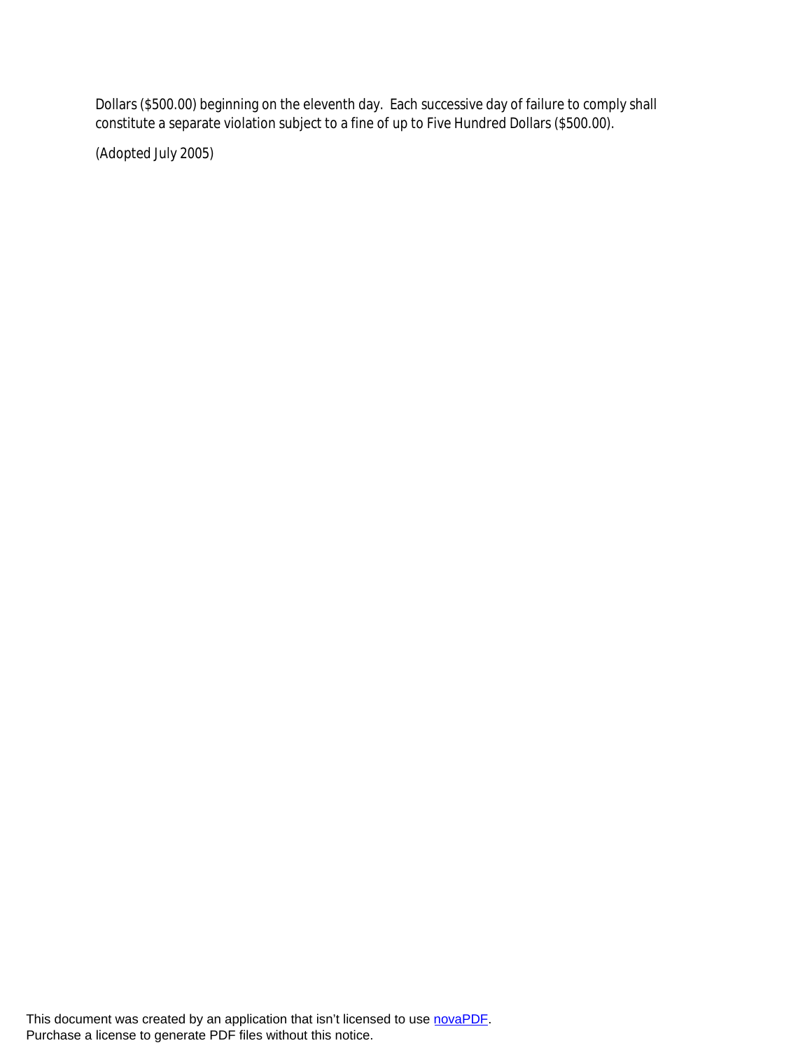Dollars ($500.00) beginning on the eleventh day. Each successive day of failure to comply shall constitute a separate violation subject to a fine of up to Five Hundred Dollars ($500.00).

(Adopted July 2005)

This document was created by an application that isn't licensed to use novaPDF.
Purchase a license to generate PDF files without this notice.